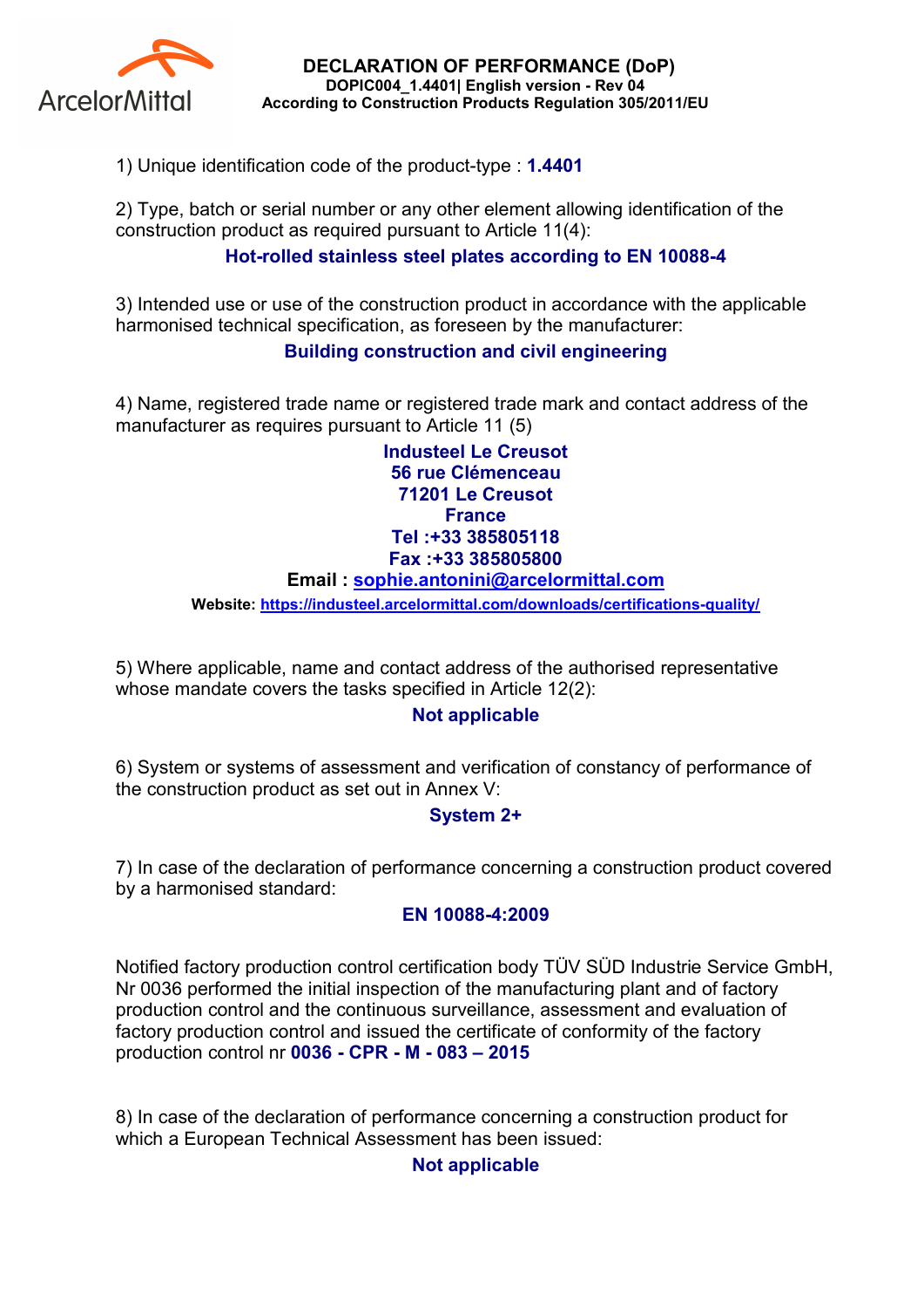ArcelorMittal

# DECLARATION OF PERFORMANCE (DoP)

**DOPIC004_1.4401| English version - Rev 04**

**According to Construction Products Regulation 305/2011/EU**

1) Unique identification code of the product-type : **1.4401**

2) Type, batch or serial number or any other element allowing identification of the construction product as required pursuant to Article 11(4):

**Hot-rolled stainless steel plates according to EN 10088-4**

3) Intended use or use of the construction product in accordance with the applicable harmonised technical specification, as foreseen by the manufacturer:

**Building construction and civil engineering**

4) Name, registered trade name or registered trade mark and contact address of the manufacturer as requires pursuant to Article 11 (5)

**Industeel Le Creusot**
**56 rue Clémenceau**
**71201 Le Creusot**
**France**
**Tel :+33 385805118**
**Fax :+33 385805800**
**Email : sophie.antonini@arcelormittal.com**
**Website: https://industeel.arcelormittal.com/downloads/certifications-quality/**

5) Where applicable, name and contact address of the authorised representative whose mandate covers the tasks specified in Article 12(2):

**Not applicable**

6) System or systems of assessment and verification of constancy of performance of the construction product as set out in Annex V:

**System 2+**

7) In case of the declaration of performance concerning a construction product covered by a harmonised standard:

**EN 10088-4:2009**

Notified factory production control certification body TÜV SÜD Industrie Service GmbH, Nr 0036 performed the initial inspection of the manufacturing plant and of factory production control and the continuous surveillance, assessment and evaluation of factory production control and issued the certificate of conformity of the factory production control nr **0036 - CPR - M - 083 – 2015**

8) In case of the declaration of performance concerning a construction product for which a European Technical Assessment has been issued:

**Not applicable**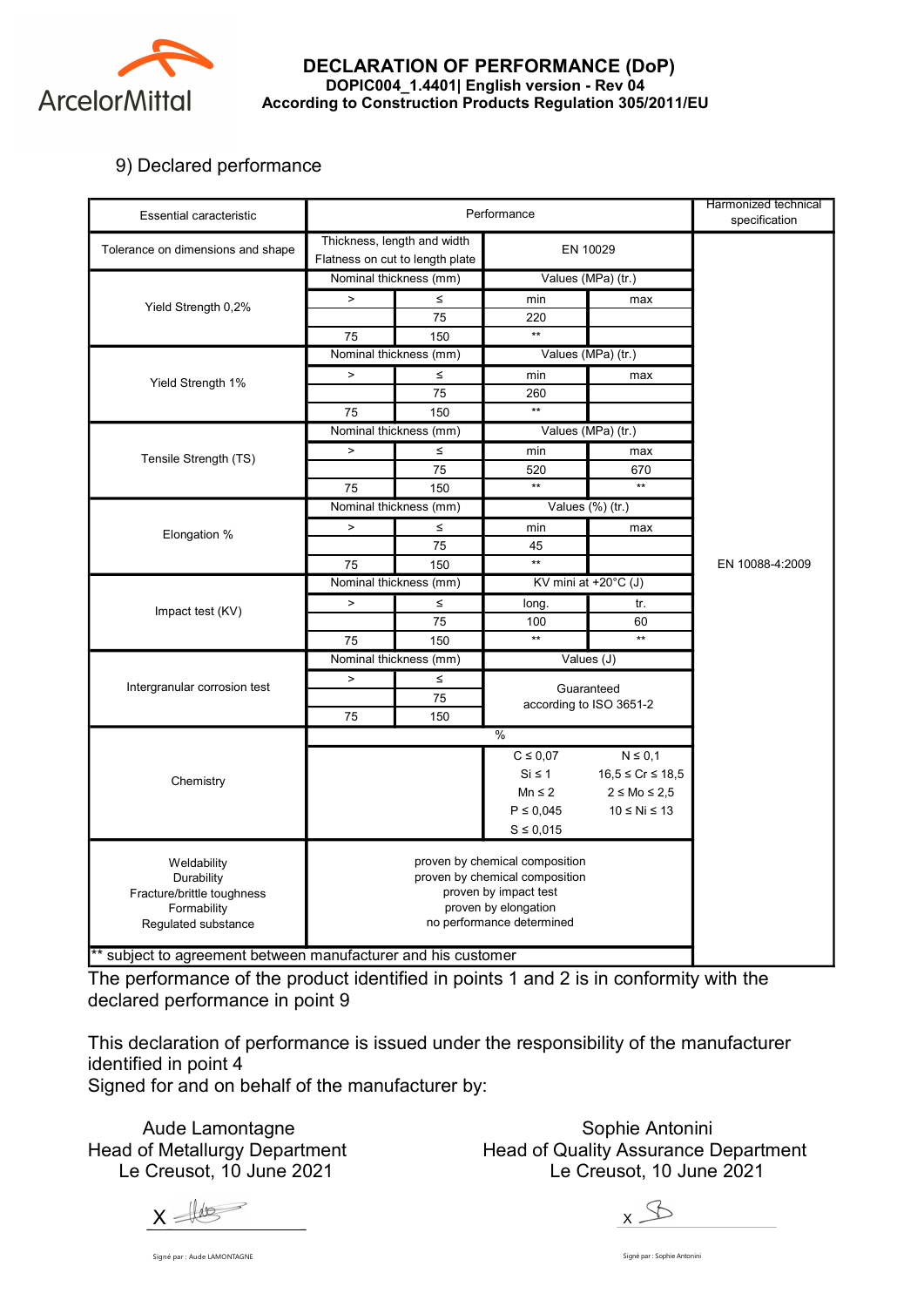# DECLARATION OF PERFORMANCE (DoP)

**DOPIC004_1.4401| English version - Rev 04**

**According to Construction Products Regulation 305/2011/EU**

## 9) Declared performance

| Essential caracteristic | Performance | | | | Harmonized technical specification |
|---|---|---|---|---|---|
| Tolerance on dimensions and shape | Thickness, length and width<br>Flatness on cut to length plate | | EN 10029 | | EN 10088-4:2009 |
| Yield Strength 0,2% | Nominal thickness (mm) | | Values (MPa) (tr.) | | |
| | > | ≤ | min | max | |
| | | 75 | 220 | | |
| | 75 | 150 | ** | | |
| Yield Strength 1% | Nominal thickness (mm) | | Values (MPa) (tr.) | | |
| | > | ≤ | min | max | |
| | | 75 | 260 | | |
| | 75 | 150 | ** | | |
| Tensile Strength (TS) | Nominal thickness (mm) | | Values (MPa) (tr.) | | |
| | > | ≤ | min | max | |
| | | 75 | 520 | 670 | |
| | 75 | 150 | ** | ** | |
| Elongation % | Nominal thickness (mm) | | Values (%) (tr.) | | |
| | > | ≤ | min | max | |
| | | 75 | 45 | | |
| | 75 | 150 | ** | | |
| Impact test (KV) | Nominal thickness (mm) | | KV mini at +20°C (J) | | |
| | > | ≤ | long. | tr. | |
| | | 75 | 100 | 60 | |
| | 75 | 150 | ** | ** | |
| Intergranular corrosion test | Nominal thickness (mm) | | Values (J) | | |
| | > | ≤ | Guaranteed according to ISO 3651-2 | | |
| | | 75 | | | |
| | 75 | 150 | | | |
| Chemistry | % | | | | |
| | | | C ≤ 0,07 | N ≤ 0,1 | |
| | | | Si ≤ 1 | 16,5 ≤ Cr ≤ 18,5 | |
| | | | Mn ≤ 2 | 2 ≤ Mo ≤ 2,5 | |
| | | | P ≤ 0,045 | 10 ≤ Ni ≤ 13 | |
| | | | S ≤ 0,015 | | |
| Weldability<br>Durability<br>Fracture/brittle toughness<br>Formability<br>Regulated substance | proven by chemical composition<br>proven by chemical composition<br>proven by impact test<br>proven by elongation<br>no performance determined | | | | |

** subject to agreement between manufacturer and his customer

The performance of the product identified in points 1 and 2 is in conformity with the declared performance in point 9

This declaration of performance is issued under the responsibility of the manufacturer identified in point 4

Signed for and on behalf of the manufacturer by:

Aude Lamontagne
Head of Metallurgy Department
Le Creusot, 10 June 2021

X

Signé par : Aude LAMONTAGNE

Sophie Antonini
Head of Quality Assurance Department
Le Creusot, 10 June 2021

X

Signé par : Sophie Antonini